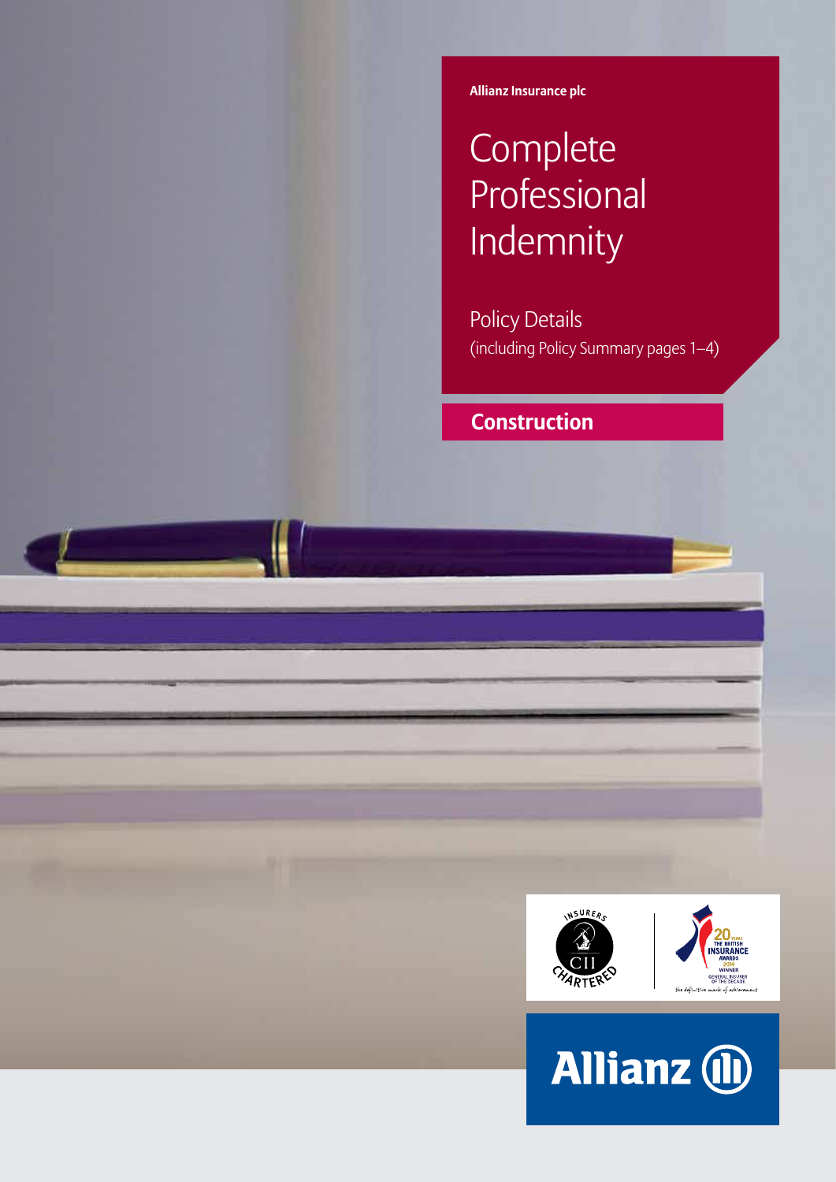**Allianz Insurance plc**

# Complete Professional Indemnity

Policy Details
(including Policy Summary pages 1–4)

## Construction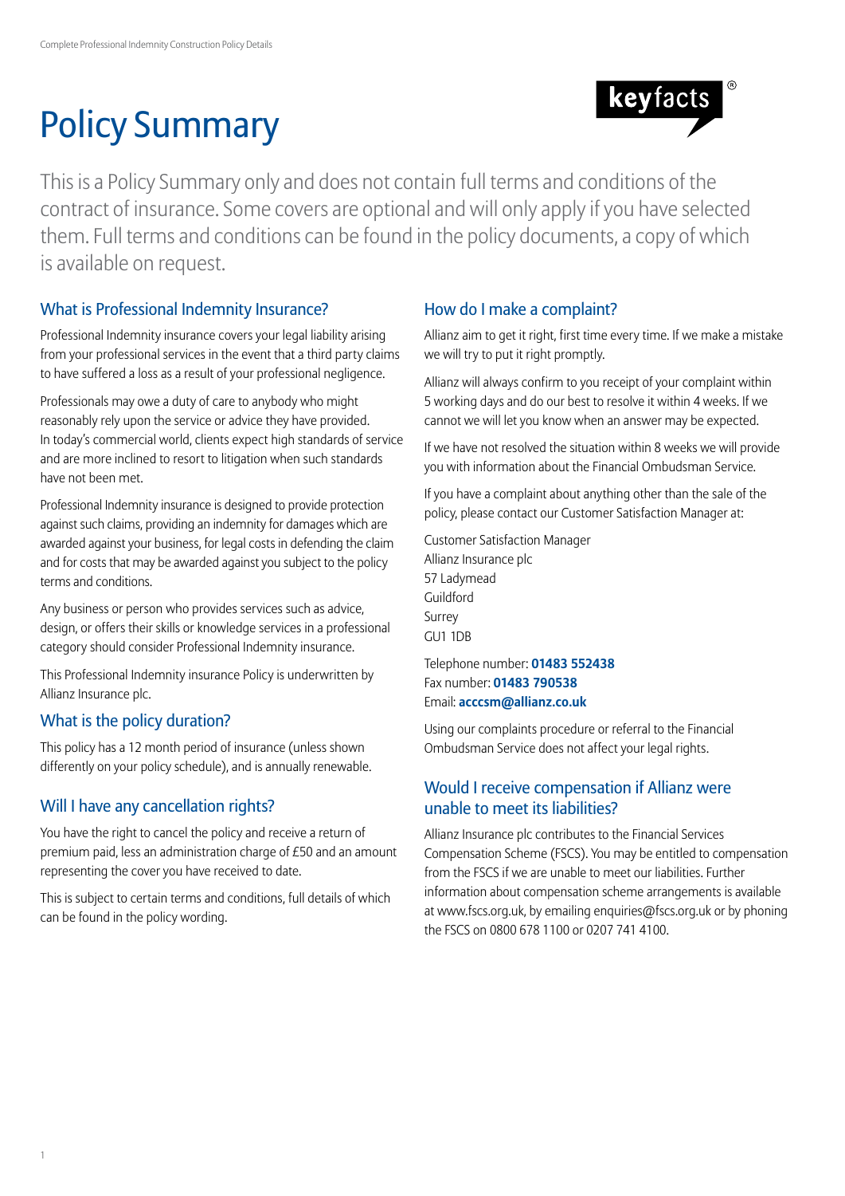# Policy Summary

keyfacts®

This is a Policy Summary only and does not contain full terms and conditions of the contract of insurance. Some covers are optional and will only apply if you have selected them. Full terms and conditions can be found in the policy documents, a copy of which is available on request.

## What is Professional Indemnity Insurance?

Professional Indemnity insurance covers your legal liability arising from your professional services in the event that a third party claims to have suffered a loss as a result of your professional negligence.

Professionals may owe a duty of care to anybody who might reasonably rely upon the service or advice they have provided. In today's commercial world, clients expect high standards of service and are more inclined to resort to litigation when such standards have not been met.

Professional Indemnity insurance is designed to provide protection against such claims, providing an indemnity for damages which are awarded against your business, for legal costs in defending the claim and for costs that may be awarded against you subject to the policy terms and conditions.

Any business or person who provides services such as advice, design, or offers their skills or knowledge services in a professional category should consider Professional Indemnity insurance.

This Professional Indemnity insurance Policy is underwritten by Allianz Insurance plc.

## What is the policy duration?

This policy has a 12 month period of insurance (unless shown differently on your policy schedule), and is annually renewable.

## Will I have any cancellation rights?

You have the right to cancel the policy and receive a return of premium paid, less an administration charge of £50 and an amount representing the cover you have received to date.

This is subject to certain terms and conditions, full details of which can be found in the policy wording.

## How do I make a complaint?

Allianz aim to get it right, first time every time. If we make a mistake we will try to put it right promptly.

Allianz will always confirm to you receipt of your complaint within 5 working days and do our best to resolve it within 4 weeks. If we cannot we will let you know when an answer may be expected.

If we have not resolved the situation within 8 weeks we will provide you with information about the Financial Ombudsman Service.

If you have a complaint about anything other than the sale of the policy, please contact our Customer Satisfaction Manager at:

Customer Satisfaction Manager
Allianz Insurance plc
57 Ladymead
Guildford
Surrey
GU1 1DB

Telephone number: **01483 552438**
Fax number: **01483 790538**
Email: **acccsm@allianz.co.uk**

Using our complaints procedure or referral to the Financial Ombudsman Service does not affect your legal rights.

## Would I receive compensation if Allianz were unable to meet its liabilities?

Allianz Insurance plc contributes to the Financial Services Compensation Scheme (FSCS). You may be entitled to compensation from the FSCS if we are unable to meet our liabilities. Further information about compensation scheme arrangements is available at www.fscs.org.uk, by emailing enquiries@fscs.org.uk or by phoning the FSCS on 0800 678 1100 or 0207 741 4100.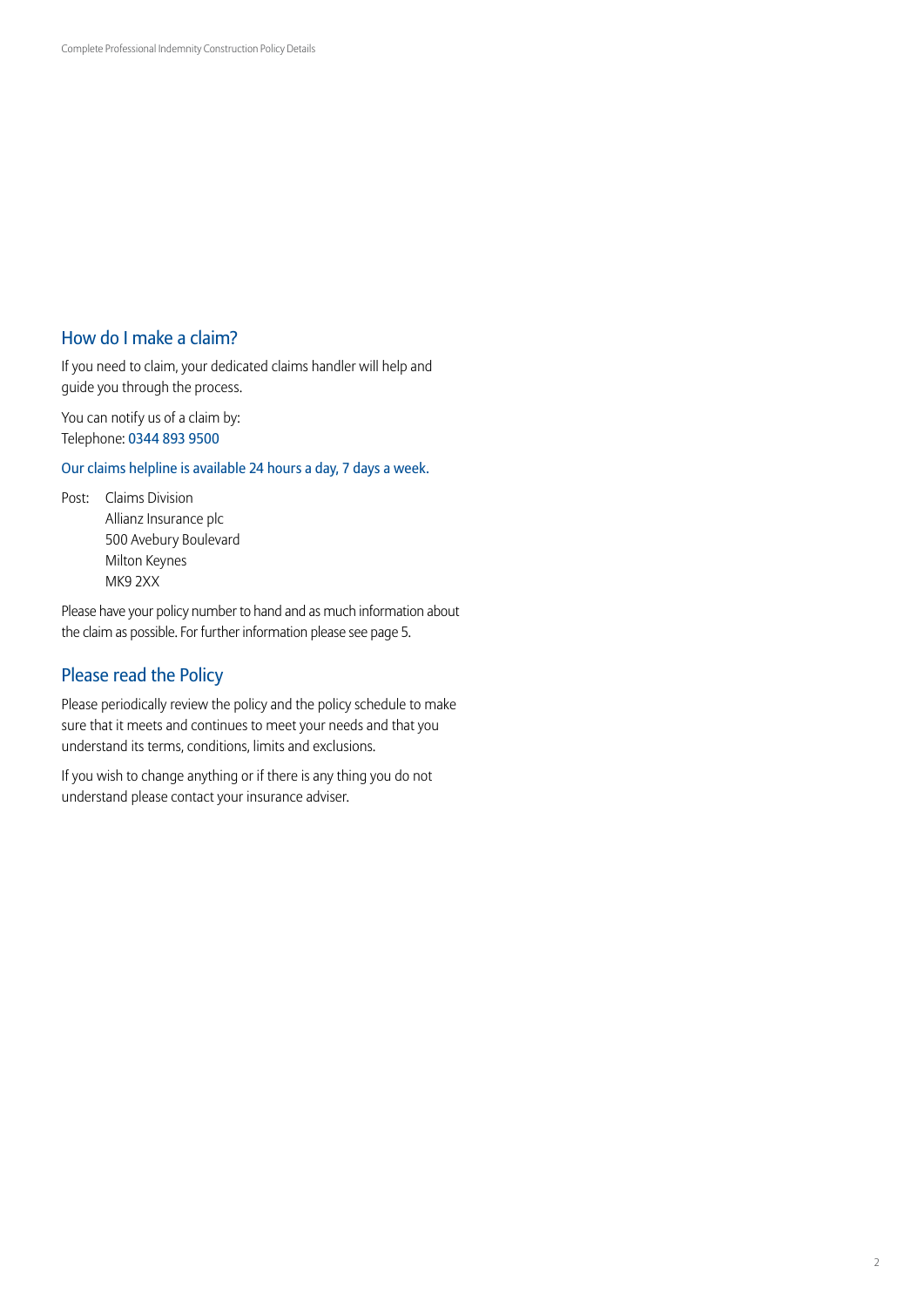## How do I make a claim?

If you need to claim, your dedicated claims handler will help and guide you through the process.

You can notify us of a claim by:
Telephone: 0344 893 9500

Our claims helpline is available 24 hours a day, 7 days a week.

Post: Claims Division
Allianz Insurance plc
500 Avebury Boulevard
Milton Keynes
MK9 2XX

Please have your policy number to hand and as much information about the claim as possible. For further information please see page 5.

## Please read the Policy

Please periodically review the policy and the policy schedule to make sure that it meets and continues to meet your needs and that you understand its terms, conditions, limits and exclusions.

If you wish to change anything or if there is any thing you do not understand please contact your insurance adviser.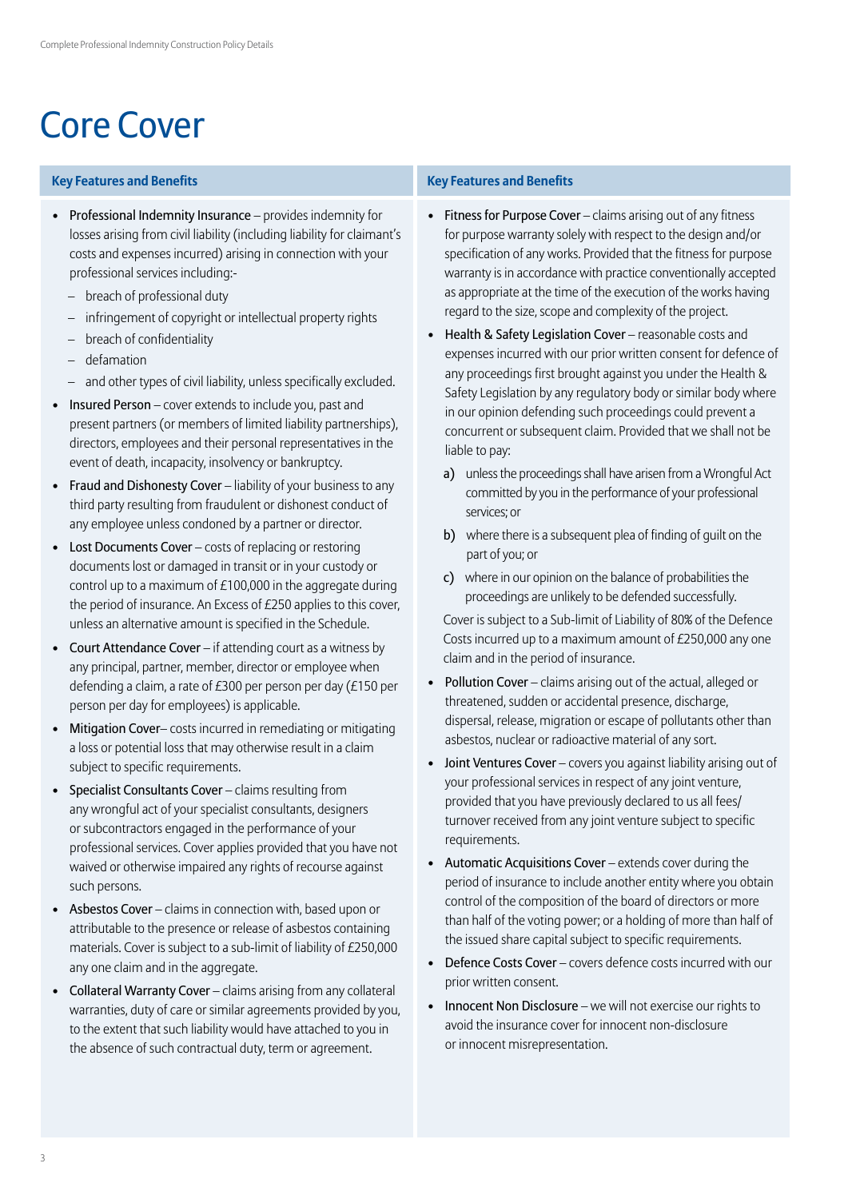# Core Cover

## Key Features and Benefits

- **Professional Indemnity Insurance** – provides indemnity for losses arising from civil liability (including liability for claimant's costs and expenses incurred) arising in connection with your professional services including:-
  - breach of professional duty
  - infringement of copyright or intellectual property rights
  - breach of confidentiality
  - defamation
  - and other types of civil liability, unless specifically excluded.
- **Insured Person** – cover extends to include you, past and present partners (or members of limited liability partnerships), directors, employees and their personal representatives in the event of death, incapacity, insolvency or bankruptcy.
- **Fraud and Dishonesty Cover** – liability of your business to any third party resulting from fraudulent or dishonest conduct of any employee unless condoned by a partner or director.
- **Lost Documents Cover** – costs of replacing or restoring documents lost or damaged in transit or in your custody or control up to a maximum of £100,000 in the aggregate during the period of insurance. An Excess of £250 applies to this cover, unless an alternative amount is specified in the Schedule.
- **Court Attendance Cover** – if attending court as a witness by any principal, partner, member, director or employee when defending a claim, a rate of £300 per person per day (£150 per person per day for employees) is applicable.
- **Mitigation Cover**– costs incurred in remediating or mitigating a loss or potential loss that may otherwise result in a claim subject to specific requirements.
- **Specialist Consultants Cover** – claims resulting from any wrongful act of your specialist consultants, designers or subcontractors engaged in the performance of your professional services. Cover applies provided that you have not waived or otherwise impaired any rights of recourse against such persons.
- **Asbestos Cover** – claims in connection with, based upon or attributable to the presence or release of asbestos containing materials. Cover is subject to a sub-limit of liability of £250,000 any one claim and in the aggregate.
- **Collateral Warranty Cover** – claims arising from any collateral warranties, duty of care or similar agreements provided by you, to the extent that such liability would have attached to you in the absence of such contractual duty, term or agreement.

## Key Features and Benefits

- **Fitness for Purpose Cover** – claims arising out of any fitness for purpose warranty solely with respect to the design and/or specification of any works. Provided that the fitness for purpose warranty is in accordance with practice conventionally accepted as appropriate at the time of the execution of the works having regard to the size, scope and complexity of the project.
- **Health & Safety Legislation Cover** – reasonable costs and expenses incurred with our prior written consent for defence of any proceedings first brought against you under the Health & Safety Legislation by any regulatory body or similar body where in our opinion defending such proceedings could prevent a concurrent or subsequent claim. Provided that we shall not be liable to pay:
  - a) unless the proceedings shall have arisen from a Wrongful Act committed by you in the performance of your professional services; or
  - b) where there is a subsequent plea of finding of guilt on the part of you; or
  - c) where in our opinion on the balance of probabilities the proceedings are unlikely to be defended successfully.

  Cover is subject to a Sub-limit of Liability of 80% of the Defence Costs incurred up to a maximum amount of £250,000 any one claim and in the period of insurance.
- **Pollution Cover** – claims arising out of the actual, alleged or threatened, sudden or accidental presence, discharge, dispersal, release, migration or escape of pollutants other than asbestos, nuclear or radioactive material of any sort.
- **Joint Ventures Cover** – covers you against liability arising out of your professional services in respect of any joint venture, provided that you have previously declared to us all fees/turnover received from any joint venture subject to specific requirements.
- **Automatic Acquisitions Cover** – extends cover during the period of insurance to include another entity where you obtain control of the composition of the board of directors or more than half of the voting power; or a holding of more than half of the issued share capital subject to specific requirements.
- **Defence Costs Cover** – covers defence costs incurred with our prior written consent.
- **Innocent Non Disclosure** – we will not exercise our rights to avoid the insurance cover for innocent non-disclosure or innocent misrepresentation.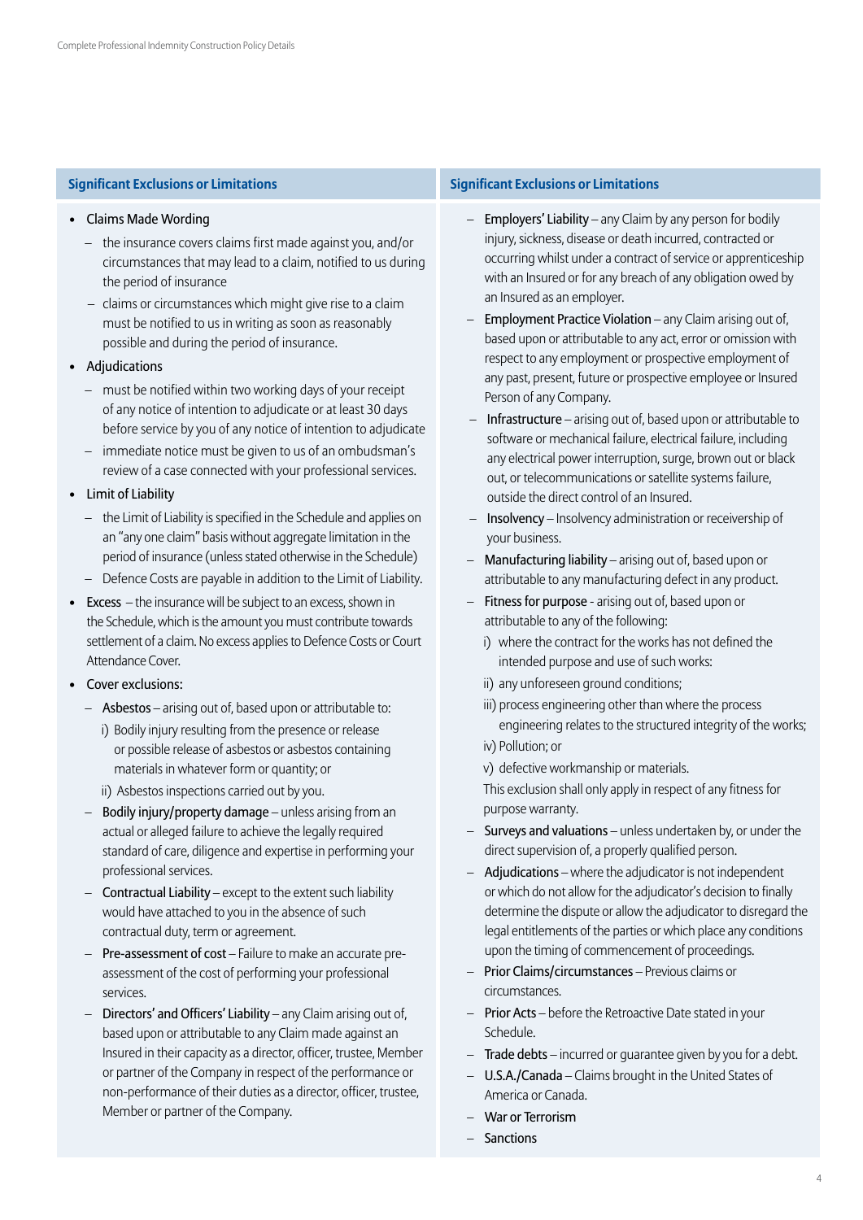## Significant Exclusions or Limitations

- Claims Made Wording
  - the insurance covers claims first made against you, and/or circumstances that may lead to a claim, notified to us during the period of insurance
  - claims or circumstances which might give rise to a claim must be notified to us in writing as soon as reasonably possible and during the period of insurance.
- Adjudications
  - must be notified within two working days of your receipt of any notice of intention to adjudicate or at least 30 days before service by you of any notice of intention to adjudicate
  - immediate notice must be given to us of an ombudsman's review of a case connected with your professional services.
- Limit of Liability
  - the Limit of Liability is specified in the Schedule and applies on an "any one claim" basis without aggregate limitation in the period of insurance (unless stated otherwise in the Schedule)
  - Defence Costs are payable in addition to the Limit of Liability.
- Excess – the insurance will be subject to an excess, shown in the Schedule, which is the amount you must contribute towards settlement of a claim. No excess applies to Defence Costs or Court Attendance Cover.
- Cover exclusions:
  - Asbestos – arising out of, based upon or attributable to:
    - i) Bodily injury resulting from the presence or release or possible release of asbestos or asbestos containing materials in whatever form or quantity; or
    - ii) Asbestos inspections carried out by you.
  - Bodily injury/property damage – unless arising from an actual or alleged failure to achieve the legally required standard of care, diligence and expertise in performing your professional services.
  - Contractual Liability – except to the extent such liability would have attached to you in the absence of such contractual duty, term or agreement.
  - Pre-assessment of cost – Failure to make an accurate pre-assessment of the cost of performing your professional services.
  - Directors' and Officers' Liability – any Claim arising out of, based upon or attributable to any Claim made against an Insured in their capacity as a director, officer, trustee, Member or partner of the Company in respect of the performance or non-performance of their duties as a director, officer, trustee, Member or partner of the Company.
  - Employers' Liability – any Claim by any person for bodily injury, sickness, disease or death incurred, contracted or occurring whilst under a contract of service or apprenticeship with an Insured or for any breach of any obligation owed by an Insured as an employer.
  - Employment Practice Violation – any Claim arising out of, based upon or attributable to any act, error or omission with respect to any employment or prospective employment of any past, present, future or prospective employee or Insured Person of any Company.
  - Infrastructure – arising out of, based upon or attributable to software or mechanical failure, electrical failure, including any electrical power interruption, surge, brown out or black out, or telecommunications or satellite systems failure, outside the direct control of an Insured.
  - Insolvency – Insolvency administration or receivership of your business.
  - Manufacturing liability – arising out of, based upon or attributable to any manufacturing defect in any product.
  - Fitness for purpose - arising out of, based upon or attributable to any of the following:
    - i) where the contract for the works has not defined the intended purpose and use of such works:
    - ii) any unforeseen ground conditions;
    - iii) process engineering other than where the process engineering relates to the structured integrity of the works;
    - iv) Pollution; or
    - v) defective workmanship or materials.

    This exclusion shall only apply in respect of any fitness for purpose warranty.
  - Surveys and valuations – unless undertaken by, or under the direct supervision of, a properly qualified person.
  - Adjudications – where the adjudicator is not independent or which do not allow for the adjudicator's decision to finally determine the dispute or allow the adjudicator to disregard the legal entitlements of the parties or which place any conditions upon the timing of commencement of proceedings.
  - Prior Claims/circumstances – Previous claims or circumstances.
  - Prior Acts – before the Retroactive Date stated in your Schedule.
  - Trade debts – incurred or guarantee given by you for a debt.
  - U.S.A./Canada – Claims brought in the United States of America or Canada.
  - War or Terrorism
  - Sanctions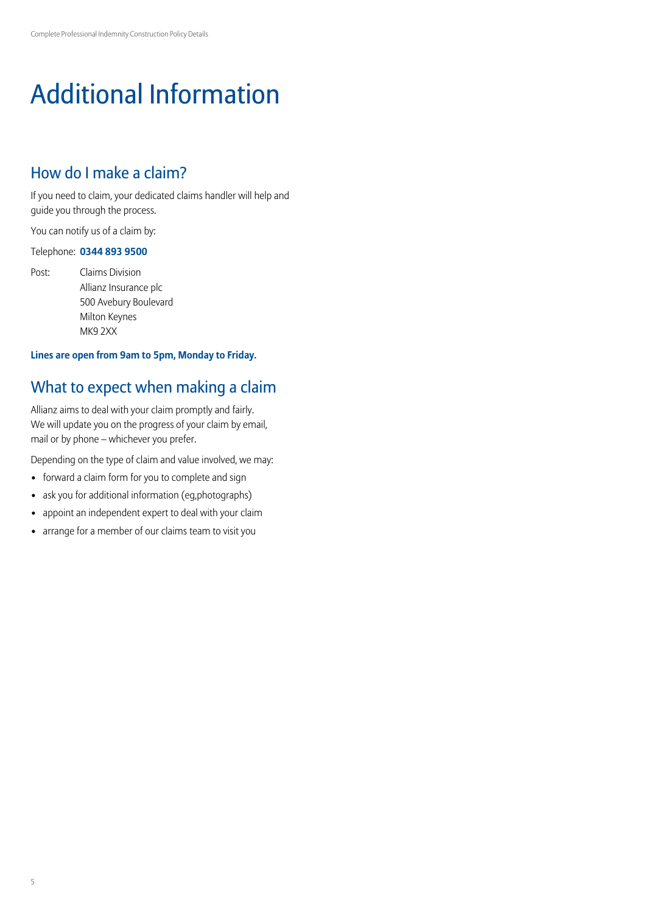# Additional Information

## How do I make a claim?

If you need to claim, your dedicated claims handler will help and guide you through the process.

You can notify us of a claim by:

Telephone: **0344 893 9500**

Post: Claims Division
Allianz Insurance plc
500 Avebury Boulevard
Milton Keynes
MK9 2XX

**Lines are open from 9am to 5pm, Monday to Friday.**

## What to expect when making a claim

Allianz aims to deal with your claim promptly and fairly. We will update you on the progress of your claim by email, mail or by phone – whichever you prefer.

Depending on the type of claim and value involved, we may:

- forward a claim form for you to complete and sign
- ask you for additional information (eg,photographs)
- appoint an independent expert to deal with your claim
- arrange for a member of our claims team to visit you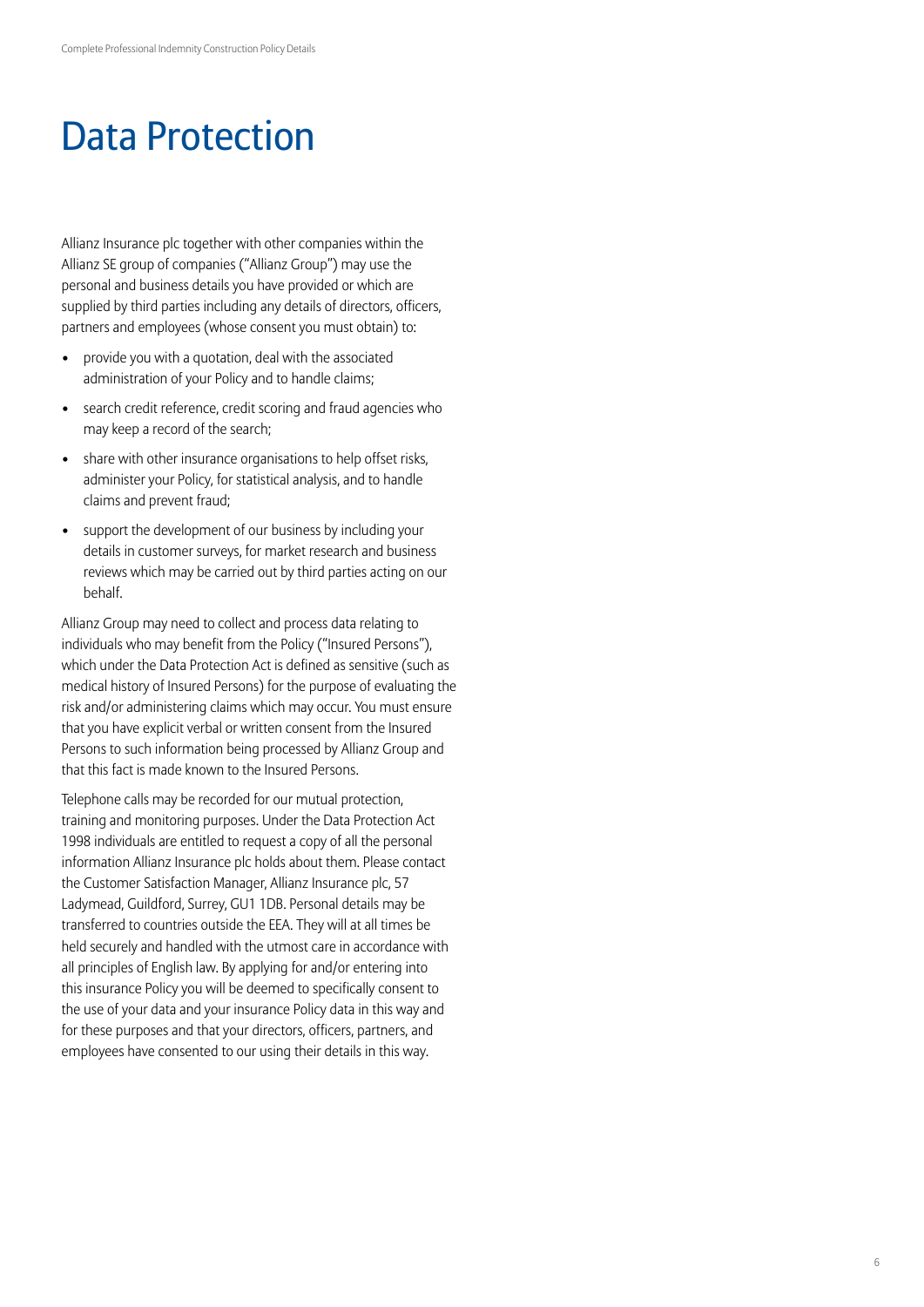# Data Protection

Allianz Insurance plc together with other companies within the Allianz SE group of companies ("Allianz Group") may use the personal and business details you have provided or which are supplied by third parties including any details of directors, officers, partners and employees (whose consent you must obtain) to:

- provide you with a quotation, deal with the associated administration of your Policy and to handle claims;
- search credit reference, credit scoring and fraud agencies who may keep a record of the search;
- share with other insurance organisations to help offset risks, administer your Policy, for statistical analysis, and to handle claims and prevent fraud;
- support the development of our business by including your details in customer surveys, for market research and business reviews which may be carried out by third parties acting on our behalf.

Allianz Group may need to collect and process data relating to individuals who may benefit from the Policy ("Insured Persons"), which under the Data Protection Act is defined as sensitive (such as medical history of Insured Persons) for the purpose of evaluating the risk and/or administering claims which may occur. You must ensure that you have explicit verbal or written consent from the Insured Persons to such information being processed by Allianz Group and that this fact is made known to the Insured Persons.

Telephone calls may be recorded for our mutual protection, training and monitoring purposes. Under the Data Protection Act 1998 individuals are entitled to request a copy of all the personal information Allianz Insurance plc holds about them. Please contact the Customer Satisfaction Manager, Allianz Insurance plc, 57 Ladymead, Guildford, Surrey, GU1 1DB. Personal details may be transferred to countries outside the EEA. They will at all times be held securely and handled with the utmost care in accordance with all principles of English law. By applying for and/or entering into this insurance Policy you will be deemed to specifically consent to the use of your data and your insurance Policy data in this way and for these purposes and that your directors, officers, partners, and employees have consented to our using their details in this way.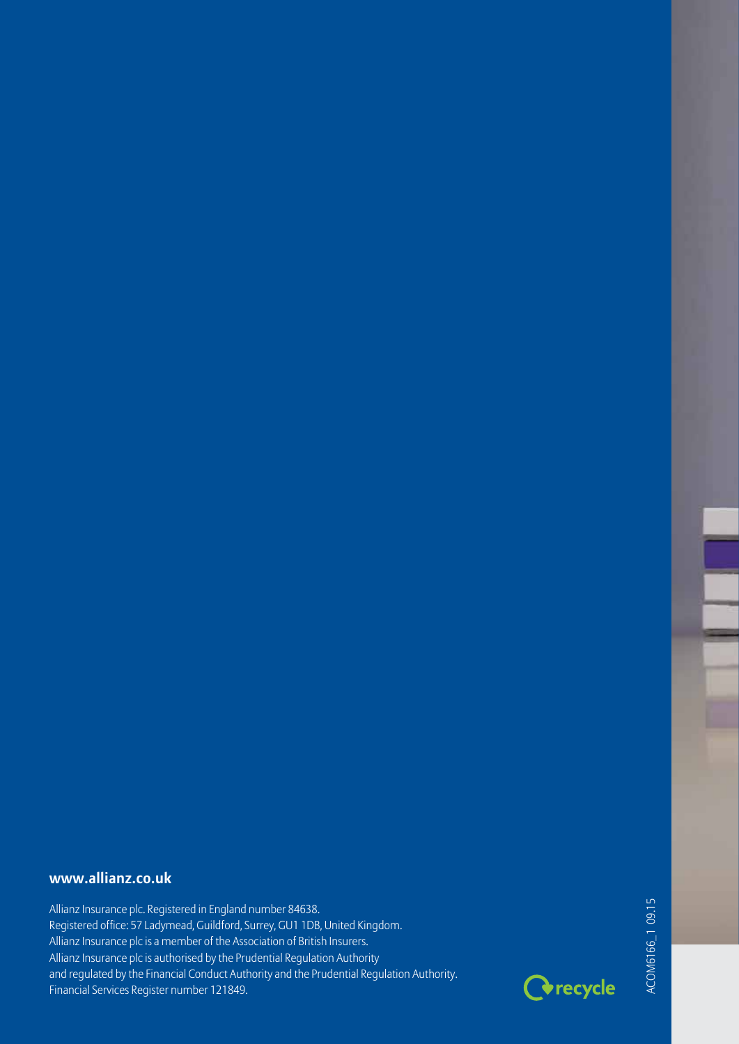**www.allianz.co.uk**

Allianz Insurance plc. Registered in England number 84638.
Registered office: 57 Ladymead, Guildford, Surrey, GU1 1DB, United Kingdom.
Allianz Insurance plc is a member of the Association of British Insurers.
Allianz Insurance plc is authorised by the Prudential Regulation Authority
and regulated by the Financial Conduct Authority and the Prudential Regulation Authority.
Financial Services Register number 121849.

recycle

ACOM6166_1 09.15